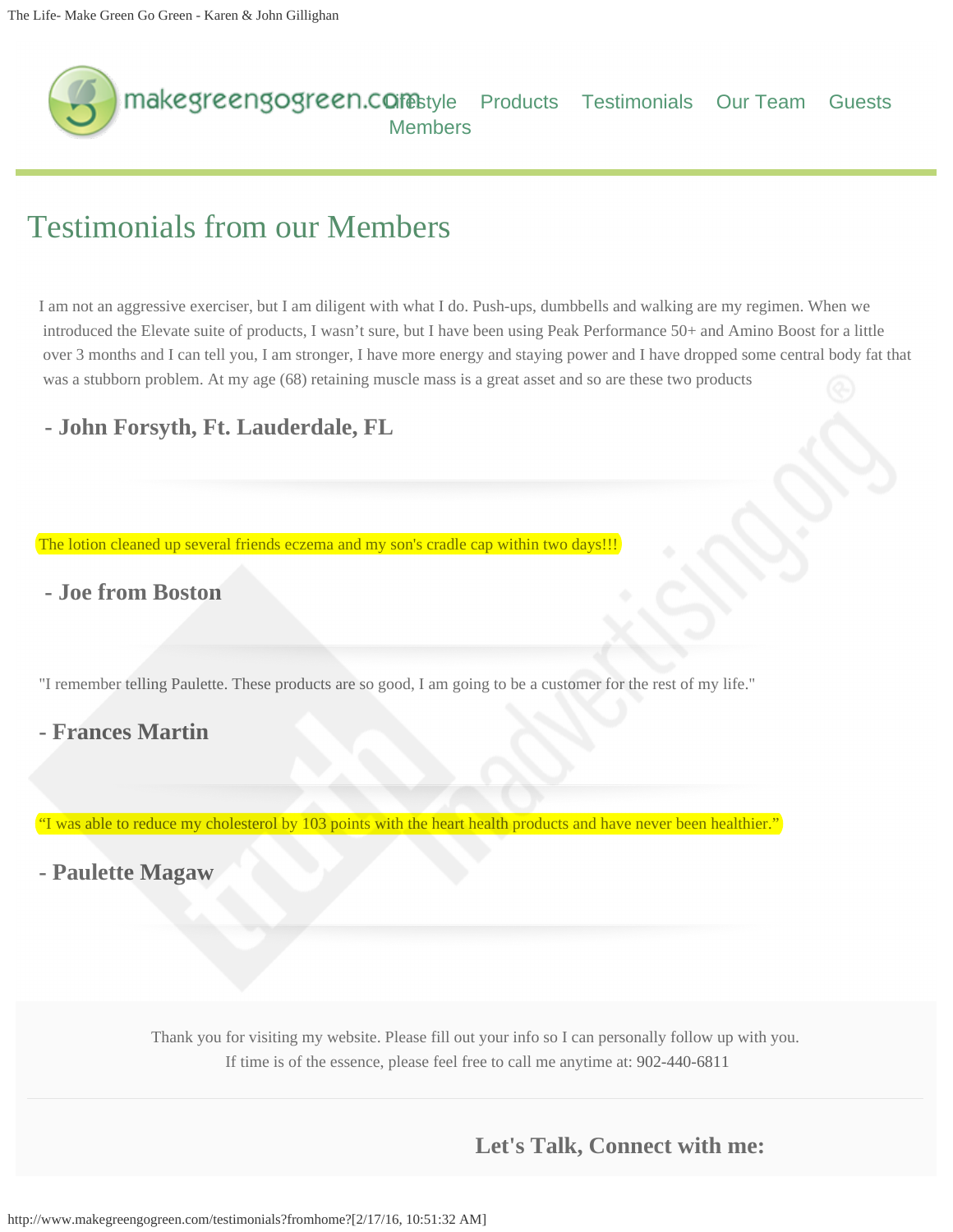makegreengogreen.com Lifestyle Products Testimonials Our Team Guests Members

# Testimonials from our Members

I am not an aggressive exerciser, but I am diligent with what I do. Push-ups, dumbbells and walking are my regimen. When we introduced the Elevate suite of products, I wasn't sure, but I have been using Peak Performance 50+ and Amino Boost for a little over 3 months and I can tell you, I am stronger, I have more energy and staying power and I have dropped some central body fat that was a stubborn problem. At my age (68) retaining muscle mass is a great asset and so are these two products

### - John Forsyth, Ft. Lauderdale, FL

The lotion cleaned up several friends eczema and my son's cradle cap within two days!!!

### - Joe from Boston

"I remember telling Paulette. These products are so good, I am going to be a customer for the rest of my life."

### - Frances Martin

"I was able to reduce my cholesterol by 103 points with the heart health products and have never been healthier."

### - Paulette Magaw

Thank you for visiting my website. Please fill out your info so I can personally follow up with you.
If time is of the essence, please feel free to call me anytime at: 902-440-6811

### Let's Talk, Connect with me: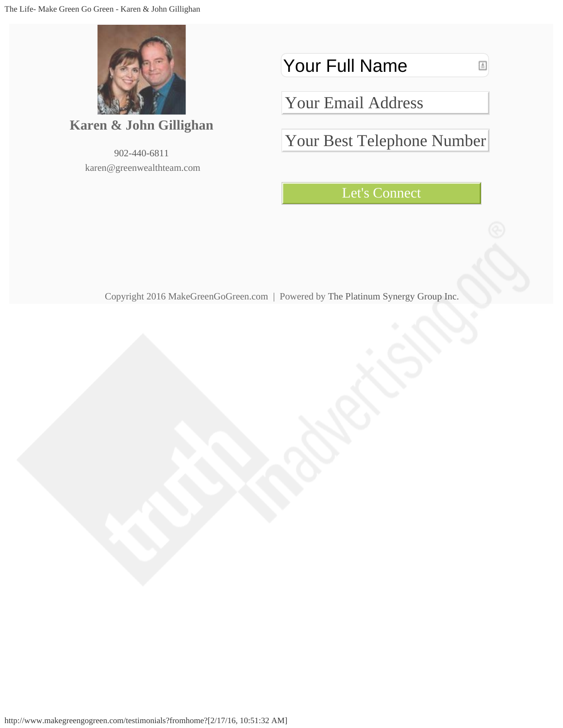**Karen & John Gilligan**

902-440-6811

karen@greenwealthteam.com

Your Full Name

Your Email Address

Your Best Telephone Number

Let's Connect

Copyright 2016 MakeGreenGoGreen.com | Powered by The Platinum Synergy Group Inc.